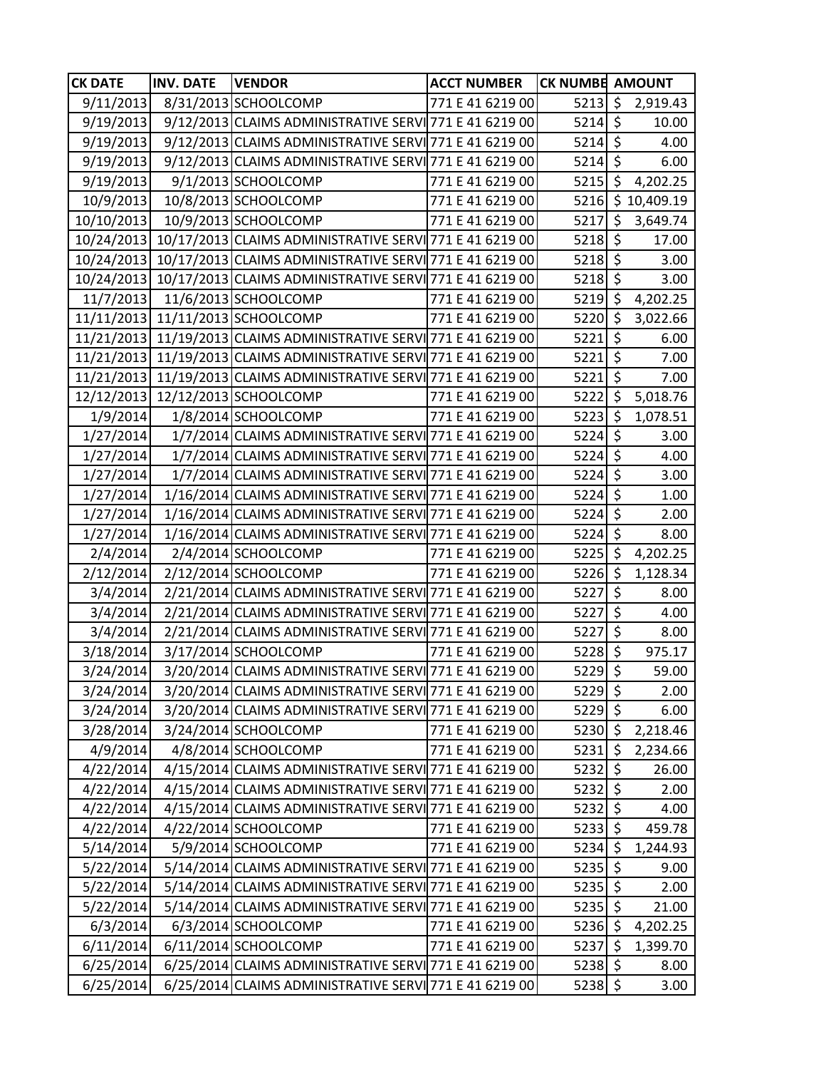| CK DATE | INV. DATE | VENDOR | ACCT NUMBER | CK NUMBE | AMOUNT |
|---|---|---|---|---|---|
| 9/11/2013 | 8/31/2013 | SCHOOLCOMP | 771 E 41 6219 00 | 5213 | $ 2,919.43 |
| 9/19/2013 | 9/12/2013 | CLAIMS ADMINISTRATIVE SERVI | 771 E 41 6219 00 | 5214 | $ 10.00 |
| 9/19/2013 | 9/12/2013 | CLAIMS ADMINISTRATIVE SERVI | 771 E 41 6219 00 | 5214 | $ 4.00 |
| 9/19/2013 | 9/12/2013 | CLAIMS ADMINISTRATIVE SERVI | 771 E 41 6219 00 | 5214 | $ 6.00 |
| 9/19/2013 | 9/1/2013 | SCHOOLCOMP | 771 E 41 6219 00 | 5215 | $ 4,202.25 |
| 10/9/2013 | 10/8/2013 | SCHOOLCOMP | 771 E 41 6219 00 | 5216 | $ 10,409.19 |
| 10/10/2013 | 10/9/2013 | SCHOOLCOMP | 771 E 41 6219 00 | 5217 | $ 3,649.74 |
| 10/24/2013 | 10/17/2013 | CLAIMS ADMINISTRATIVE SERVI | 771 E 41 6219 00 | 5218 | $ 17.00 |
| 10/24/2013 | 10/17/2013 | CLAIMS ADMINISTRATIVE SERVI | 771 E 41 6219 00 | 5218 | $ 3.00 |
| 10/24/2013 | 10/17/2013 | CLAIMS ADMINISTRATIVE SERVI | 771 E 41 6219 00 | 5218 | $ 3.00 |
| 11/7/2013 | 11/6/2013 | SCHOOLCOMP | 771 E 41 6219 00 | 5219 | $ 4,202.25 |
| 11/11/2013 | 11/11/2013 | SCHOOLCOMP | 771 E 41 6219 00 | 5220 | $ 3,022.66 |
| 11/21/2013 | 11/19/2013 | CLAIMS ADMINISTRATIVE SERVI | 771 E 41 6219 00 | 5221 | $ 6.00 |
| 11/21/2013 | 11/19/2013 | CLAIMS ADMINISTRATIVE SERVI | 771 E 41 6219 00 | 5221 | $ 7.00 |
| 11/21/2013 | 11/19/2013 | CLAIMS ADMINISTRATIVE SERVI | 771 E 41 6219 00 | 5221 | $ 7.00 |
| 12/12/2013 | 12/12/2013 | SCHOOLCOMP | 771 E 41 6219 00 | 5222 | $ 5,018.76 |
| 1/9/2014 | 1/8/2014 | SCHOOLCOMP | 771 E 41 6219 00 | 5223 | $ 1,078.51 |
| 1/27/2014 | 1/7/2014 | CLAIMS ADMINISTRATIVE SERVI | 771 E 41 6219 00 | 5224 | $ 3.00 |
| 1/27/2014 | 1/7/2014 | CLAIMS ADMINISTRATIVE SERVI | 771 E 41 6219 00 | 5224 | $ 4.00 |
| 1/27/2014 | 1/7/2014 | CLAIMS ADMINISTRATIVE SERVI | 771 E 41 6219 00 | 5224 | $ 3.00 |
| 1/27/2014 | 1/16/2014 | CLAIMS ADMINISTRATIVE SERVI | 771 E 41 6219 00 | 5224 | $ 1.00 |
| 1/27/2014 | 1/16/2014 | CLAIMS ADMINISTRATIVE SERVI | 771 E 41 6219 00 | 5224 | $ 2.00 |
| 1/27/2014 | 1/16/2014 | CLAIMS ADMINISTRATIVE SERVI | 771 E 41 6219 00 | 5224 | $ 8.00 |
| 2/4/2014 | 2/4/2014 | SCHOOLCOMP | 771 E 41 6219 00 | 5225 | $ 4,202.25 |
| 2/12/2014 | 2/12/2014 | SCHOOLCOMP | 771 E 41 6219 00 | 5226 | $ 1,128.34 |
| 3/4/2014 | 2/21/2014 | CLAIMS ADMINISTRATIVE SERVI | 771 E 41 6219 00 | 5227 | $ 8.00 |
| 3/4/2014 | 2/21/2014 | CLAIMS ADMINISTRATIVE SERVI | 771 E 41 6219 00 | 5227 | $ 4.00 |
| 3/4/2014 | 2/21/2014 | CLAIMS ADMINISTRATIVE SERVI | 771 E 41 6219 00 | 5227 | $ 8.00 |
| 3/18/2014 | 3/17/2014 | SCHOOLCOMP | 771 E 41 6219 00 | 5228 | $ 975.17 |
| 3/24/2014 | 3/20/2014 | CLAIMS ADMINISTRATIVE SERVI | 771 E 41 6219 00 | 5229 | $ 59.00 |
| 3/24/2014 | 3/20/2014 | CLAIMS ADMINISTRATIVE SERVI | 771 E 41 6219 00 | 5229 | $ 2.00 |
| 3/24/2014 | 3/20/2014 | CLAIMS ADMINISTRATIVE SERVI | 771 E 41 6219 00 | 5229 | $ 6.00 |
| 3/28/2014 | 3/24/2014 | SCHOOLCOMP | 771 E 41 6219 00 | 5230 | $ 2,218.46 |
| 4/9/2014 | 4/8/2014 | SCHOOLCOMP | 771 E 41 6219 00 | 5231 | $ 2,234.66 |
| 4/22/2014 | 4/15/2014 | CLAIMS ADMINISTRATIVE SERVI | 771 E 41 6219 00 | 5232 | $ 26.00 |
| 4/22/2014 | 4/15/2014 | CLAIMS ADMINISTRATIVE SERVI | 771 E 41 6219 00 | 5232 | $ 2.00 |
| 4/22/2014 | 4/15/2014 | CLAIMS ADMINISTRATIVE SERVI | 771 E 41 6219 00 | 5232 | $ 4.00 |
| 4/22/2014 | 4/22/2014 | SCHOOLCOMP | 771 E 41 6219 00 | 5233 | $ 459.78 |
| 5/14/2014 | 5/9/2014 | SCHOOLCOMP | 771 E 41 6219 00 | 5234 | $ 1,244.93 |
| 5/22/2014 | 5/14/2014 | CLAIMS ADMINISTRATIVE SERVI | 771 E 41 6219 00 | 5235 | $ 9.00 |
| 5/22/2014 | 5/14/2014 | CLAIMS ADMINISTRATIVE SERVI | 771 E 41 6219 00 | 5235 | $ 2.00 |
| 5/22/2014 | 5/14/2014 | CLAIMS ADMINISTRATIVE SERVI | 771 E 41 6219 00 | 5235 | $ 21.00 |
| 6/3/2014 | 6/3/2014 | SCHOOLCOMP | 771 E 41 6219 00 | 5236 | $ 4,202.25 |
| 6/11/2014 | 6/11/2014 | SCHOOLCOMP | 771 E 41 6219 00 | 5237 | $ 1,399.70 |
| 6/25/2014 | 6/25/2014 | CLAIMS ADMINISTRATIVE SERVI | 771 E 41 6219 00 | 5238 | $ 8.00 |
| 6/25/2014 | 6/25/2014 | CLAIMS ADMINISTRATIVE SERVI | 771 E 41 6219 00 | 5238 | $ 3.00 |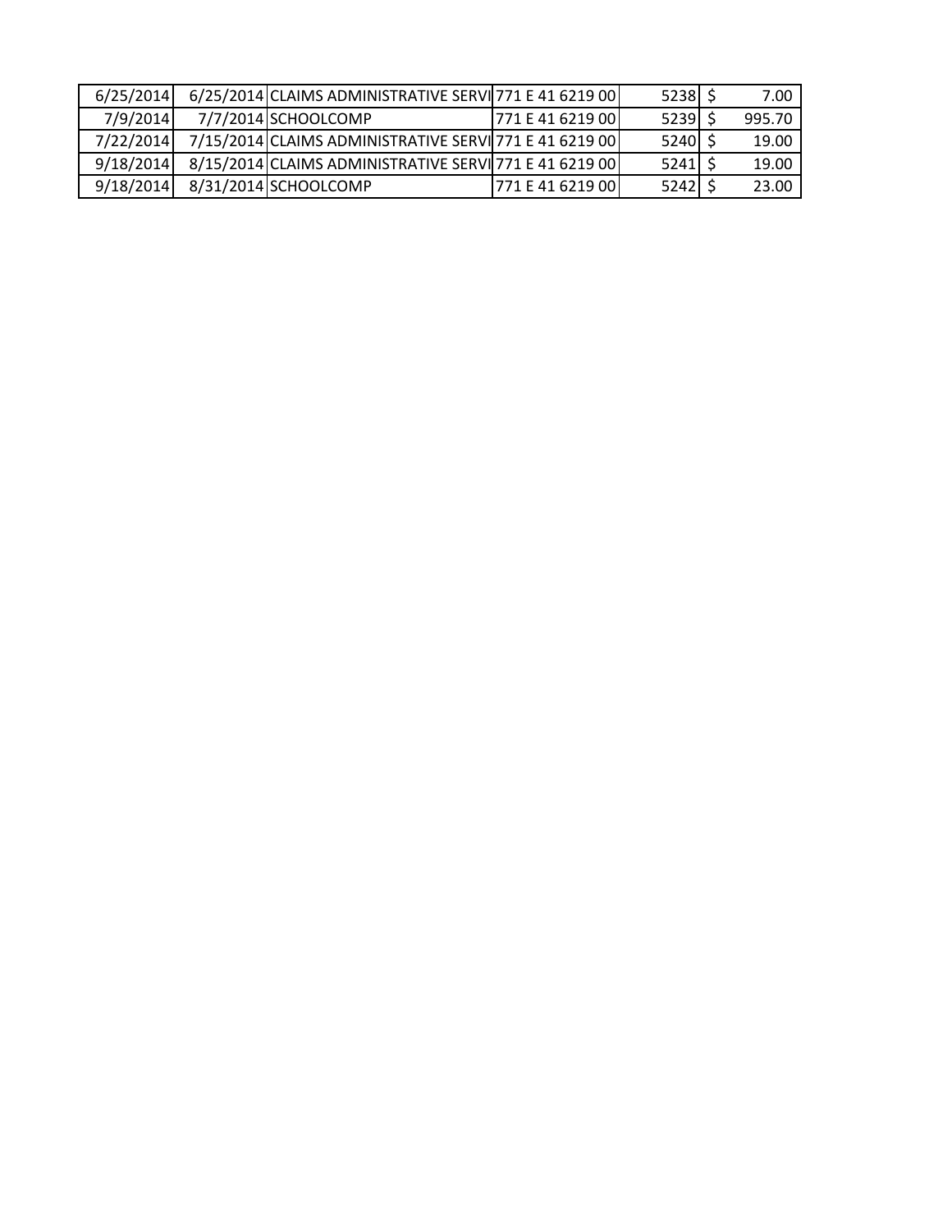| | | | | | |
|---|---|---|---|---|---|
| 6/25/2014 | 6/25/2014 | CLAIMS ADMINISTRATIVE SERVI | 771 E 41 6219 00 | 5238 | $ 7.00 |
| 7/9/2014 | 7/7/2014 | SCHOOLCOMP | 771 E 41 6219 00 | 5239 | $ 995.70 |
| 7/22/2014 | 7/15/2014 | CLAIMS ADMINISTRATIVE SERVI | 771 E 41 6219 00 | 5240 | $ 19.00 |
| 9/18/2014 | 8/15/2014 | CLAIMS ADMINISTRATIVE SERVI | 771 E 41 6219 00 | 5241 | $ 19.00 |
| 9/18/2014 | 8/31/2014 | SCHOOLCOMP | 771 E 41 6219 00 | 5242 | $ 23.00 |